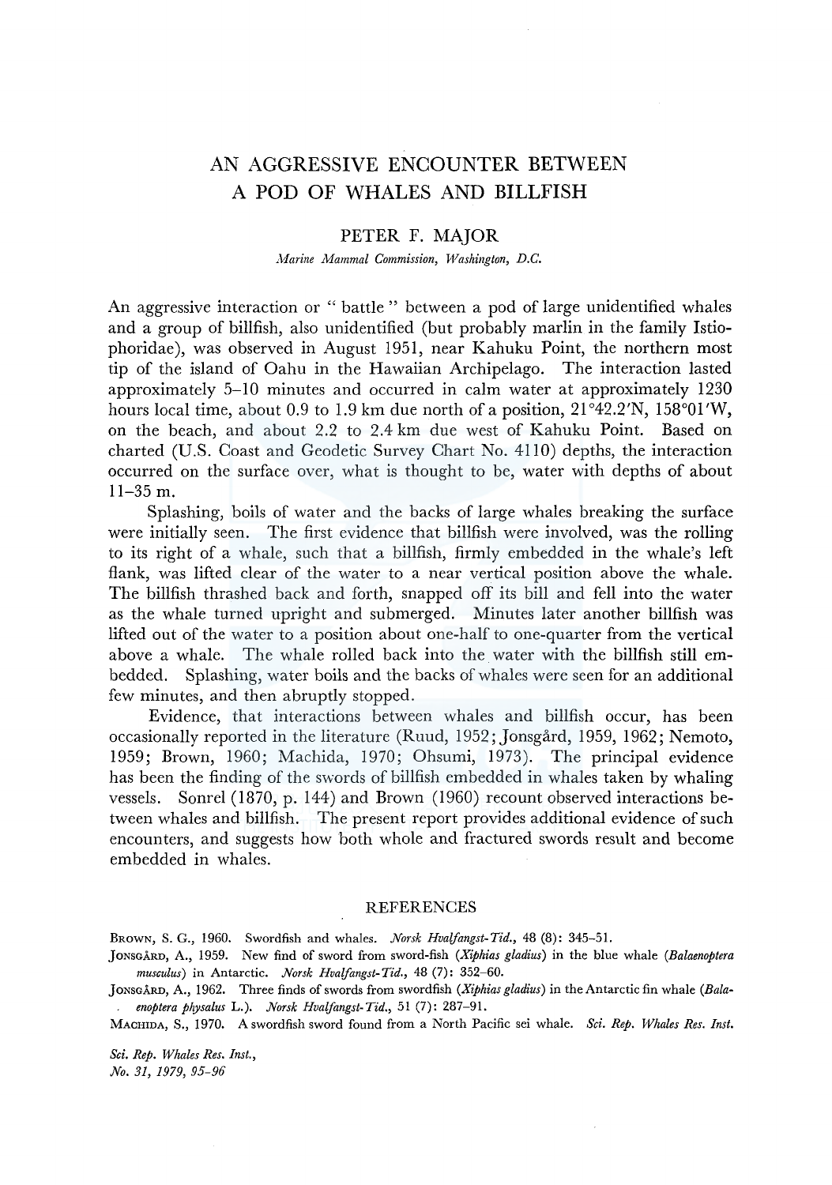# AN AGGRESSIVE ENCOUNTER BETWEEN A POD OF WHALES AND BILLFISH

PETER F. MAJOR

*Marine Mammal Commission, Washington, D.C.*

An aggressive interaction or " battle " between a pod of large unidentified whales and a group of billfish, also unidentified (but probably marlin in the family Istiophoridae), was observed in August 1951, near Kahuku Point, the northern most tip of the island of Oahu in the Hawaiian Archipelago. The interaction lasted approximately 5–10 minutes and occurred in calm water at approximately 1230 hours local time, about 0.9 to 1.9 km due north of a position, 21°42.2′N, 158°01′W, on the beach, and about 2.2 to 2.4 km due west of Kahuku Point. Based on charted (U.S. Coast and Geodetic Survey Chart No. 4110) depths, the interaction occurred on the surface over, what is thought to be, water with depths of about 11–35 m.

Splashing, boils of water and the backs of large whales breaking the surface were initially seen. The first evidence that billfish were involved, was the rolling to its right of a whale, such that a billfish, firmly embedded in the whale's left flank, was lifted clear of the water to a near vertical position above the whale. The billfish thrashed back and forth, snapped off its bill and fell into the water as the whale turned upright and submerged. Minutes later another billfish was lifted out of the water to a position about one-half to one-quarter from the vertical above a whale. The whale rolled back into the water with the billfish still embedded. Splashing, water boils and the backs of whales were seen for an additional few minutes, and then abruptly stopped.

Evidence, that interactions between whales and billfish occur, has been occasionally reported in the literature (Ruud, 1952; Jonsgård, 1959, 1962; Nemoto, 1959; Brown, 1960; Machida, 1970; Ohsumi, 1973). The principal evidence has been the finding of the swords of billfish embedded in whales taken by whaling vessels. Sonrel (1870, p. 144) and Brown (1960) recount observed interactions between whales and billfish. The present report provides additional evidence of such encounters, and suggests how both whole and fractured swords result and become embedded in whales.

## REFERENCES

Brown, S. G., 1960. Swordfish and whales. *Norsk Hvalfangst-Tid.*, 48 (8): 345–51.

Jonsgård, A., 1959. New find of sword from sword-fish (*Xiphias gladius*) in the blue whale (*Balaenoptera musculus*) in Antarctic. *Norsk Hvalfangst-Tid.*, 48 (7): 352–60.

Jonsgård, A., 1962. Three finds of swords from swordfish (*Xiphias gladius*) in the Antarctic fin whale (*Balaenoptera physalus* L.). *Norsk Hvalfangst-Tid.*, 51 (7): 287–91.

Machida, S., 1970. A swordfish sword found from a North Pacific sei whale. *Sci. Rep. Whales Res. Inst.*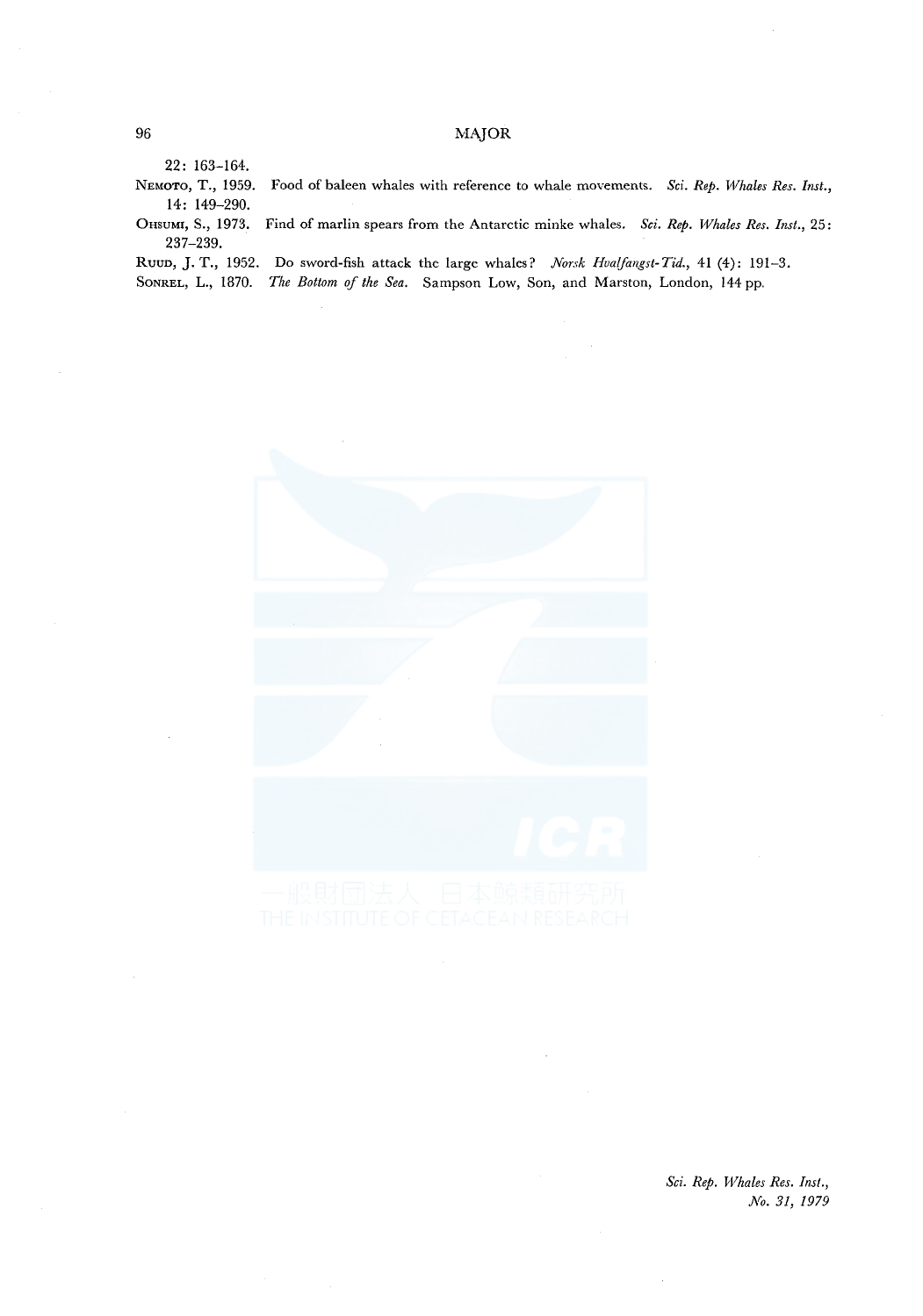22: 163–164.

NEMOTO, T., 1959. Food of baleen whales with reference to whale movements. *Sci. Rep. Whales Res. Inst.*, 14: 149–290.

OHSUMI, S., 1973. Find of marlin spears from the Antarctic minke whales. *Sci. Rep. Whales Res. Inst.*, 25: 237–239.

RUUD, J. T., 1952. Do sword-fish attack the large whales? *Norsk Hvalfangst-Tid.*, 41 (4): 191–3.

SONREL, L., 1870. *The Bottom of the Sea*. Sampson Low, Son, and Marston, London, 144 pp.